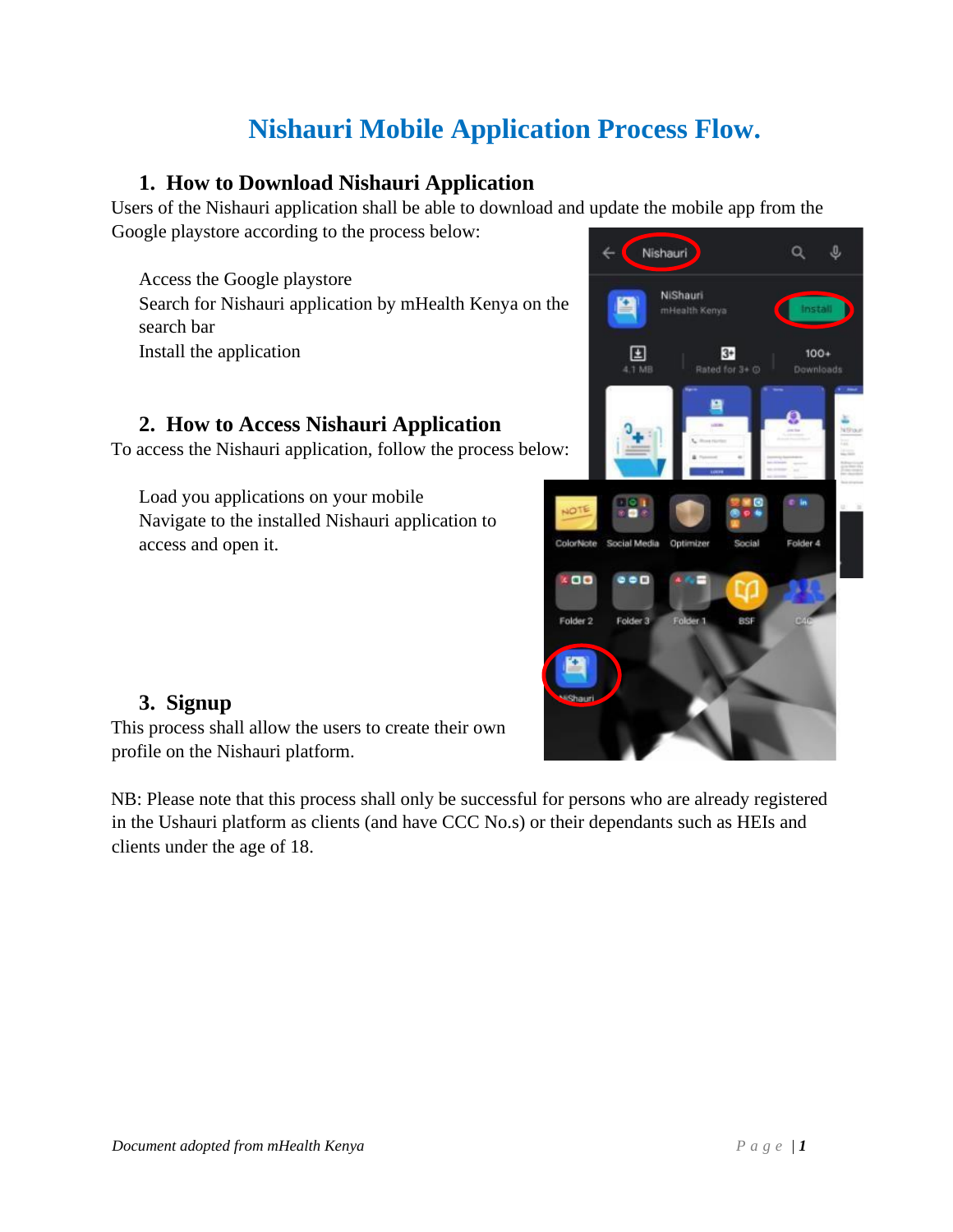# Nishauri Mobile Application Process Flow.

## 1. How to Download Nishauri Application

Users of the Nishauri application shall be able to download and update the mobile app from the Google playstore according to the process below:

- Access the Google playstore
- Search for Nishauri application by mHealth Kenya on the search bar
- Install the application

## 2. How to Access Nishauri Application

To access the Nishauri application, follow the process below:

- Load you applications on your mobile
- Navigate to the installed Nishauri application to access and open it.

## 3. Signup

This process shall allow the users to create their own profile on the Nishauri platform.

NB: Please note that this process shall only be successful for persons who are already registered in the Ushauri platform as clients (and have CCC No.s) or their dependants such as HEIs and clients under the age of 18.

*Document adopted from mHealth Kenya*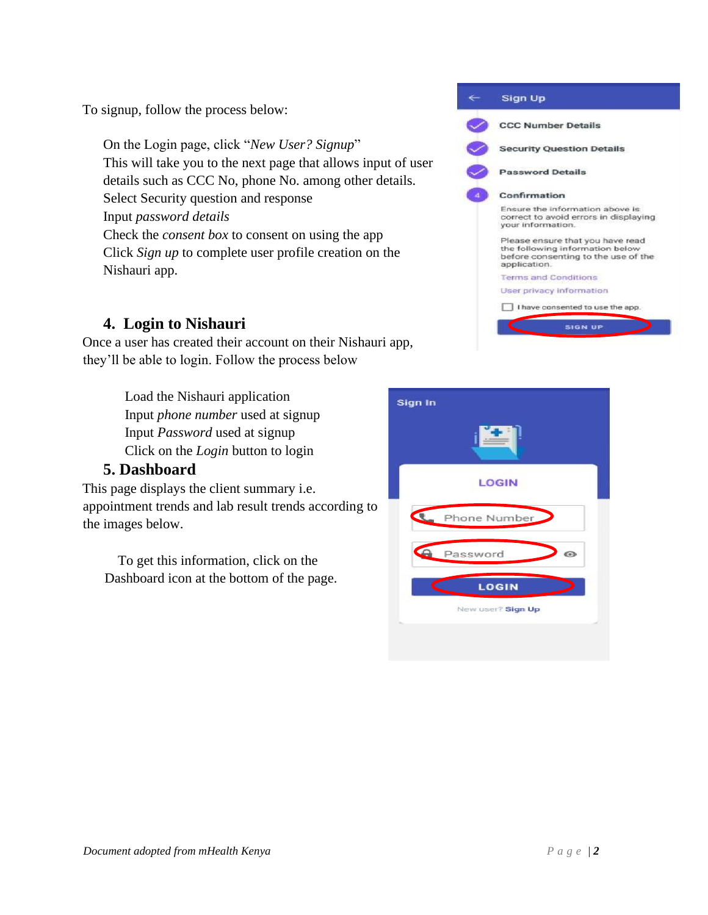To signup, follow the process below:

- On the Login page, click "*New User? Signup*"
- This will take you to the next page that allows input of user details such as CCC No, phone No. among other details.
- Select Security question and response
- Input *password details*
- Check the *consent box* to consent on using the app
- Click *Sign up* to complete user profile creation on the Nishauri app.

## 4. Login to Nishauri

Once a user has created their account on their Nishauri app, they'll be able to login. Follow the process below

- Load the Nishauri application
- Input *phone number* used at signup
- Input *Password* used at signup
- Click on the *Login* button to login

## 5. Dashboard

This page displays the client summary i.e. appointment trends and lab result trends according to the images below.

To get this information, click on the Dashboard icon at the bottom of the page.

*Document adopted from mHealth Kenya*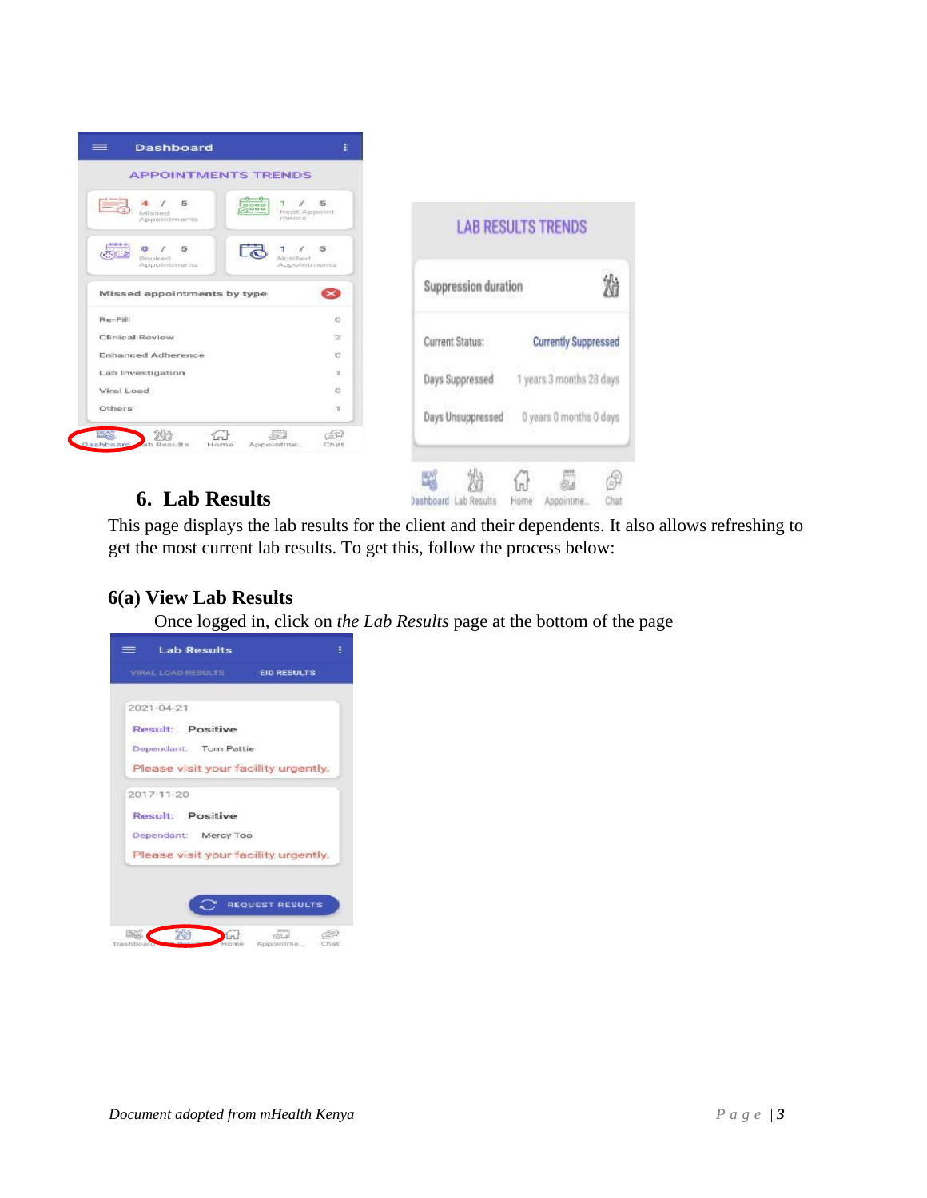## 6. Lab Results

This page displays the lab results for the client and their dependents. It also allows refreshing to get the most current lab results. To get this, follow the process below:

### 6(a) View Lab Results

Once logged in, click on *the Lab Results* page at the bottom of the page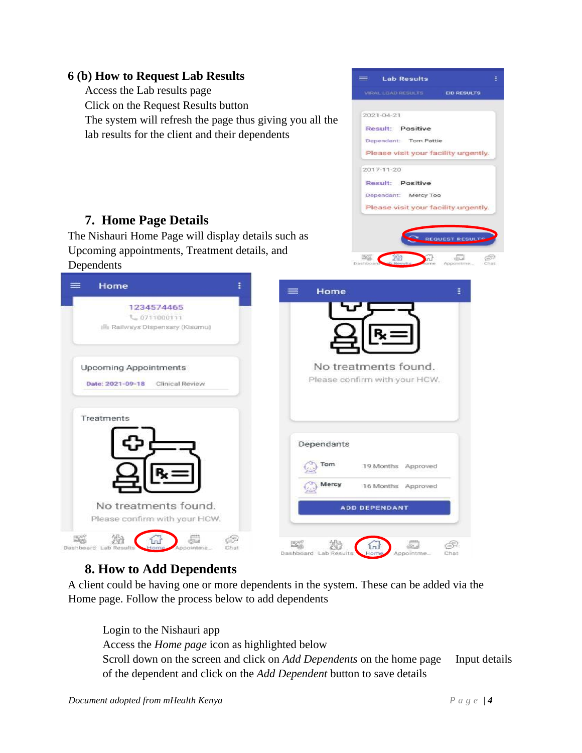### 6 (b) How to Request Lab Results

Access the Lab results page

Click on the Request Results button

The system will refresh the page thus giving you all the lab results for the client and their dependents

## 7. Home Page Details

The Nishauri Home Page will display details such as Upcoming appointments, Treatment details, and Dependents

## 8. How to Add Dependents

A client could be having one or more dependents in the system. These can be added via the Home page. Follow the process below to add dependents

Login to the Nishauri app

Access the *Home page* icon as highlighted below

Scroll down on the screen and click on *Add Dependents* on the home page Input details of the dependent and click on the *Add Dependent* button to save details

*Document adopted from mHealth Kenya*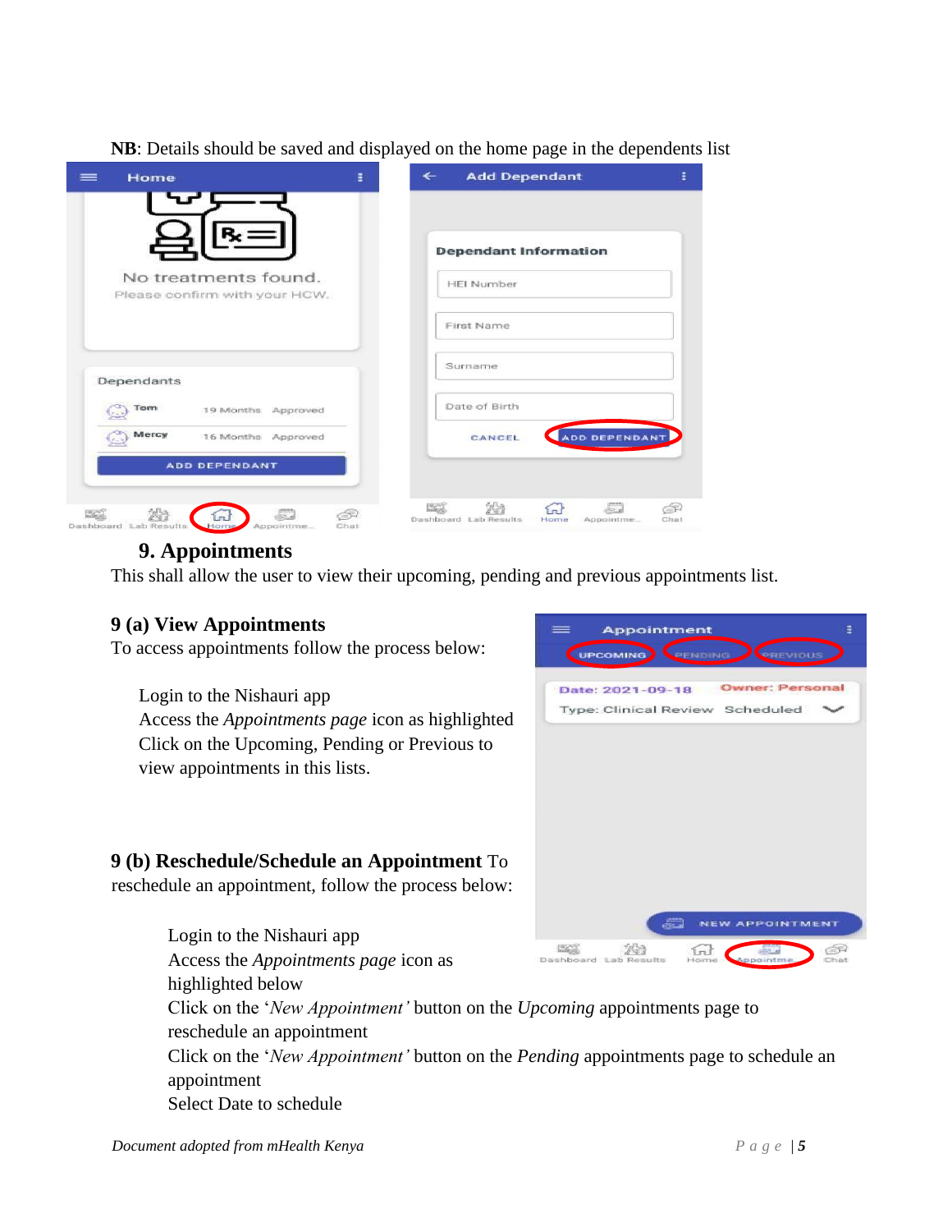**NB**: Details should be saved and displayed on the home page in the dependents list

## 9. Appointments

This shall allow the user to view their upcoming, pending and previous appointments list.

### 9 (a) View Appointments

To access appointments follow the process below:

Login to the Nishauri app
Access the *Appointments page* icon as highlighted
Click on the Upcoming, Pending or Previous to view appointments in this lists.

### 9 (b) Reschedule/Schedule an Appointment

To reschedule an appointment, follow the process below:

Login to the Nishauri app
Access the *Appointments page* icon as highlighted below
Click on the '*New Appointment'* button on the *Upcoming* appointments page to reschedule an appointment
Click on the '*New Appointment'* button on the *Pending* appointments page to schedule an appointment
Select Date to schedule

*Document adopted from mHealth Kenya*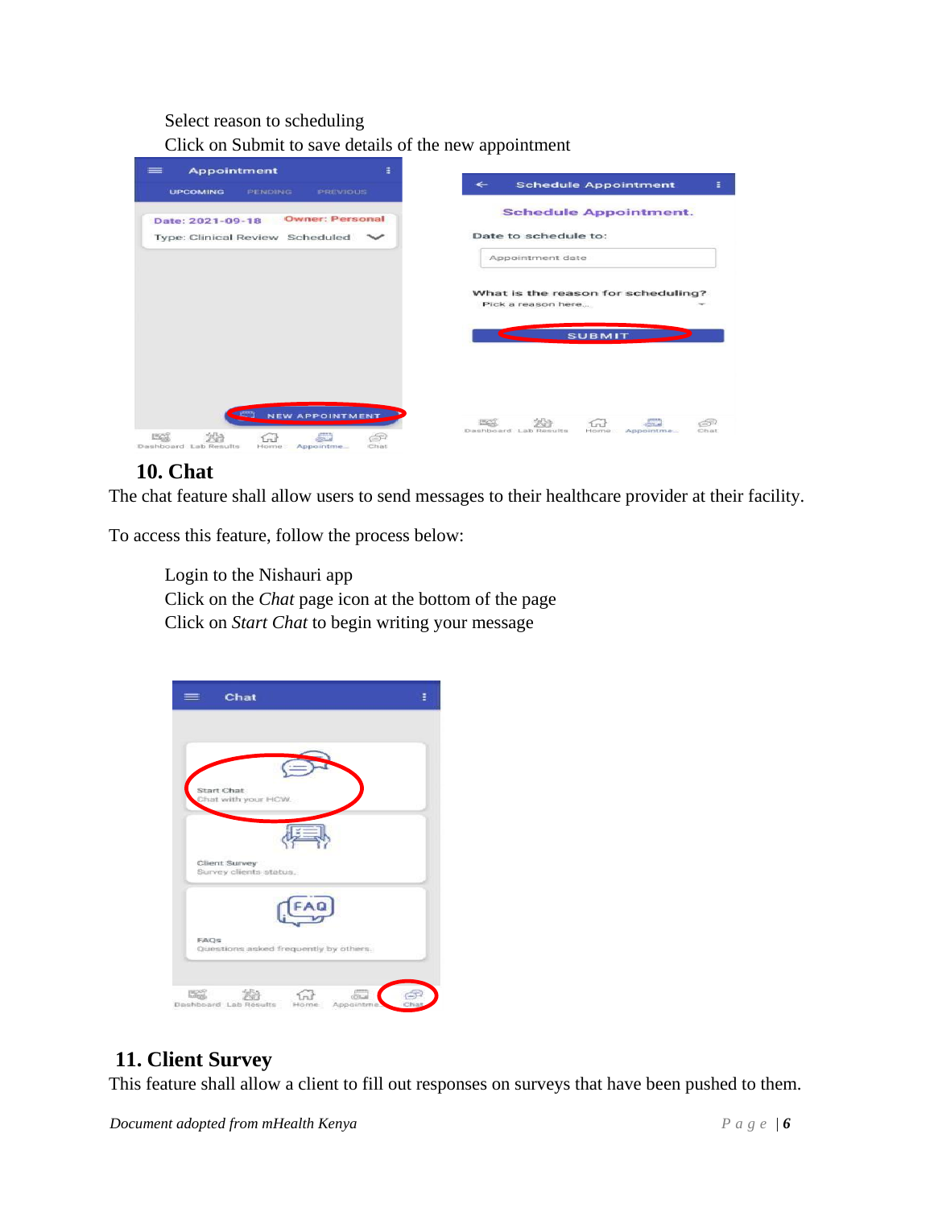Select reason to scheduling

Click on Submit to save details of the new appointment

## 10. Chat

The chat feature shall allow users to send messages to their healthcare provider at their facility.

To access this feature, follow the process below:

Login to the Nishauri app

Click on the *Chat* page icon at the bottom of the page

Click on *Start Chat* to begin writing your message

## 11. Client Survey

This feature shall allow a client to fill out responses on surveys that have been pushed to them.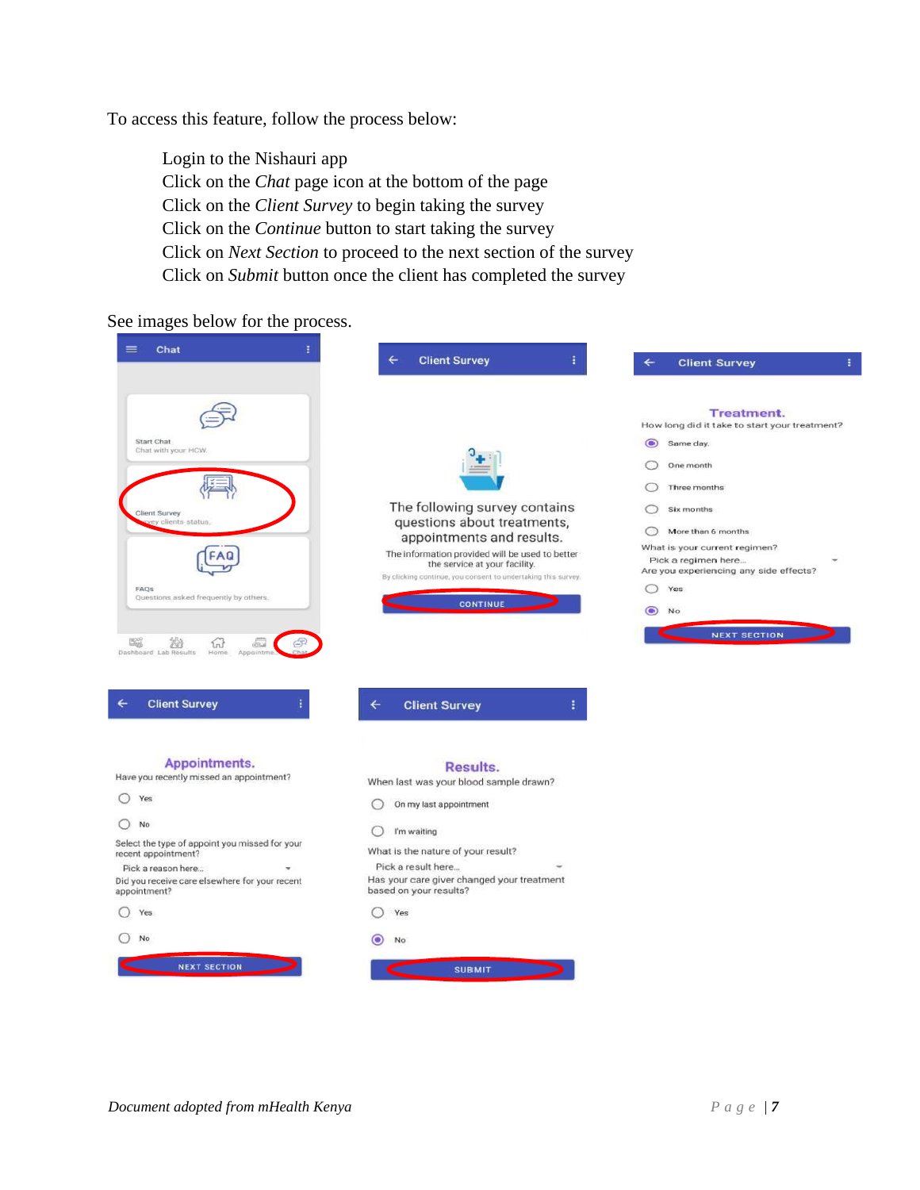To access this feature, follow the process below:

Login to the Nishauri app
Click on the *Chat* page icon at the bottom of the page
Click on the *Client Survey* to begin taking the survey
Click on the *Continue* button to start taking the survey
Click on *Next Section* to proceed to the next section of the survey
Click on *Submit* button once the client has completed the survey

See images below for the process.

*Document adopted from mHealth Kenya*